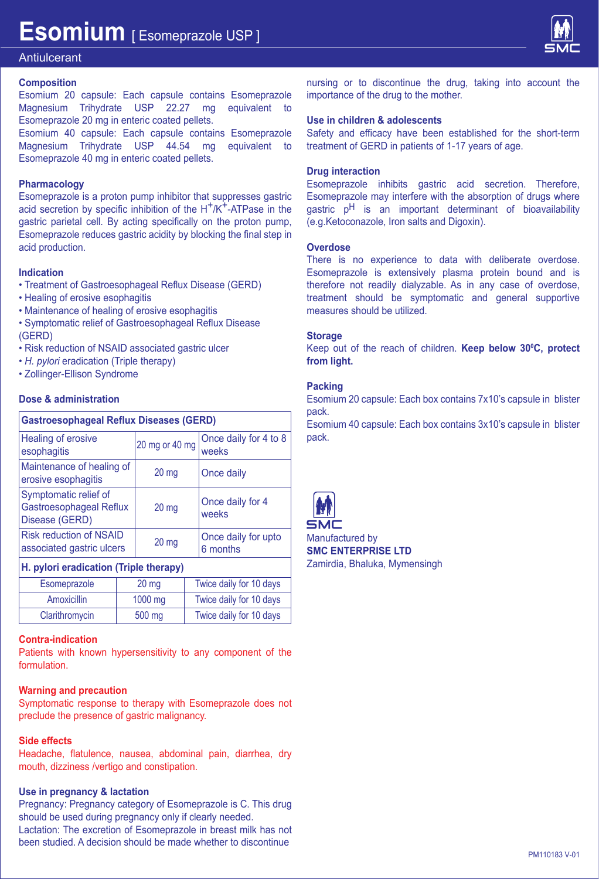# Esomium [ Esomeprazole USP ]

Antiulcerant

## Composition

Esomium 20 capsule: Each capsule contains Esomeprazole Magnesium Trihydrate USP 22.27 mg equivalent to Esomeprazole 20 mg in enteric coated pellets.

Esomium 40 capsule: Each capsule contains Esomeprazole Magnesium Trihydrate USP 44.54 mg equivalent to Esomeprazole 40 mg in enteric coated pellets.

## Pharmacology

Esomeprazole is a proton pump inhibitor that suppresses gastric acid secretion by specific inhibition of the $H^+/K^+$-ATPase in the gastric parietal cell. By acting specifically on the proton pump, Esomeprazole reduces gastric acidity by blocking the final step in acid production.

## Indication

- Treatment of Gastroesophageal Reflux Disease (GERD)
- Healing of erosive esophagitis
- Maintenance of healing of erosive esophagitis
- Symptomatic relief of Gastroesophageal Reflux Disease (GERD)
- Risk reduction of NSAID associated gastric ulcer
- *H. pylori* eradication (Triple therapy)
- Zollinger-Ellison Syndrome

## Dose & administration

| Gastroesophageal Reflux Diseases (GERD) | | |
|---|---|---|
| Healing of erosive esophagitis | 20 mg or 40 mg | Once daily for 4 to 8 weeks |
| Maintenance of healing of erosive esophagitis | 20 mg | Once daily |
| Symptomatic relief of Gastroesophageal Reflux Disease (GERD) | 20 mg | Once daily for 4 weeks |
| Risk reduction of NSAID associated gastric ulcers | 20 mg | Once daily for upto 6 months |
| **H. pylori eradication (Triple therapy)** | | |
| Esomeprazole | 20 mg | Twice daily for 10 days |
| Amoxicillin | 1000 mg | Twice daily for 10 days |
| Clarithromycin | 500 mg | Twice daily for 10 days |

## Contra-indication

Patients with known hypersensitivity to any component of the formulation.

## Warning and precaution

Symptomatic response to therapy with Esomeprazole does not preclude the presence of gastric malignancy.

## Side effects

Headache, flatulence, nausea, abdominal pain, diarrhea, dry mouth, dizziness /vertigo and constipation.

## Use in pregnancy & lactation

Pregnancy: Pregnancy category of Esomeprazole is C. This drug should be used during pregnancy only if clearly needed.

Lactation: The excretion of Esomeprazole in breast milk has not been studied. A decision should be made whether to discontinue nursing or to discontinue the drug, taking into account the importance of the drug to the mother.

## Use in children & adolescents

Safety and efficacy have been established for the short-term treatment of GERD in patients of 1-17 years of age.

## Drug interaction

Esomeprazole inhibits gastric acid secretion. Therefore, Esomeprazole may interfere with the absorption of drugs where gastric $p^H$ is an important determinant of bioavailability (e.g.Ketoconazole, Iron salts and Digoxin).

## Overdose

There is no experience to data with deliberate overdose. Esomeprazole is extensively plasma protein bound and is therefore not readily dialyzable. As in any case of overdose, treatment should be symptomatic and general supportive measures should be utilized.

## Storage

Keep out of the reach of children. **Keep below 30$^0$C, protect from light.**

## Packing

Esomium 20 capsule: Each box contains 7x10's capsule in blister pack.

Esomium 40 capsule: Each box contains 3x10's capsule in blister pack.

SMC

Manufactured by

**SMC ENTERPRISE LTD**

Zamirdia, Bhaluka, Mymensingh

PM110183 V-01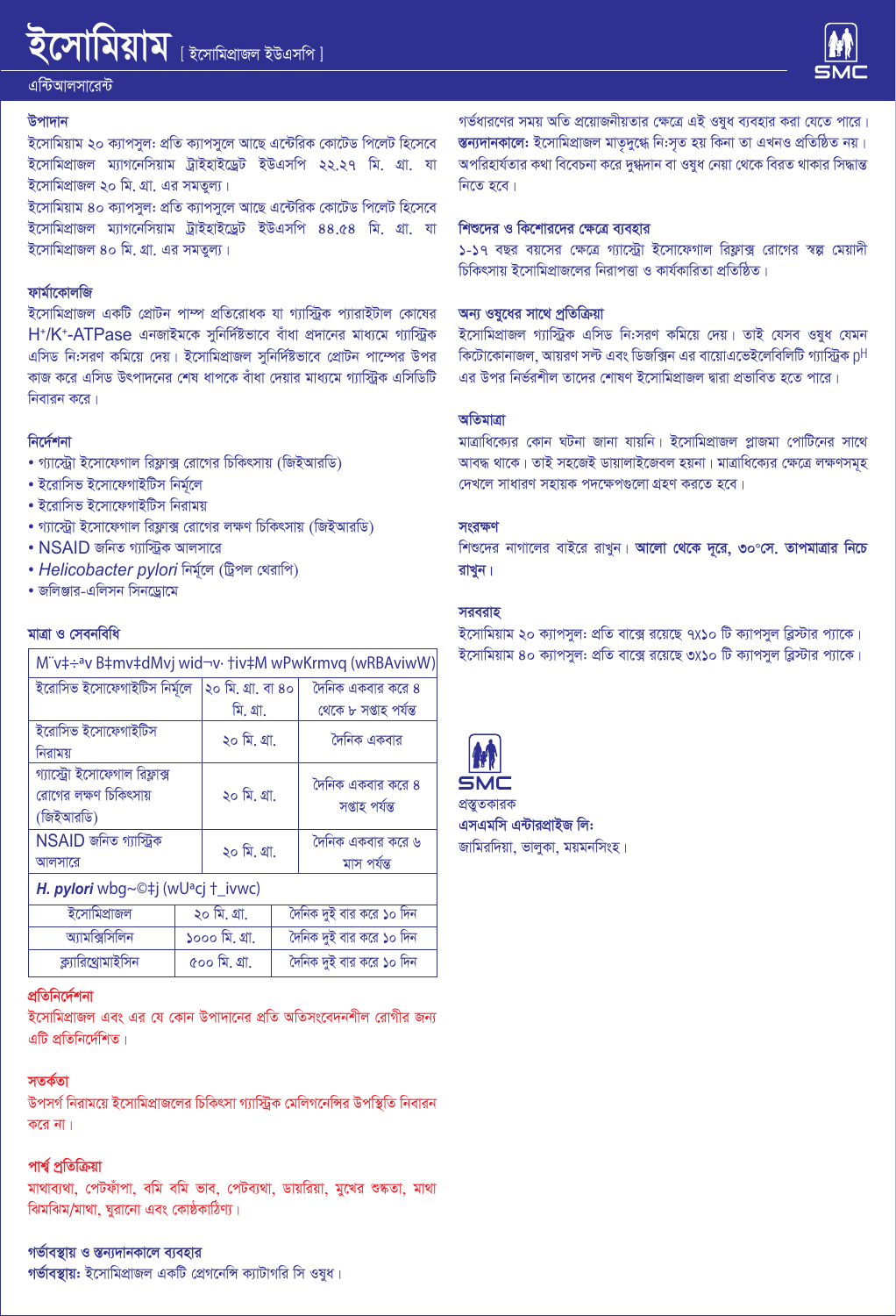# ইসোমিয়াম [ ইসোমিপ্রাজল ইউএসপি ]

এন্টিআলসারেন্ট

SMC

### উপাদান

ইসোমিয়াম ২০ ক্যাপসুল: প্রতি ক্যাপসুলে আছে এন্টেরিক কোটেড পিলেট হিসেবে ইসোমিপ্রাজল ম্যাগনেসিয়াম ট্রাইহাইড্রেট ইউএসপি ২২.২৭ মি. গ্রা. যা ইসোমিপ্রাজল ২০ মি. গ্রা. এর সমতুল্য।

ইসোমিয়াম ৪০ ক্যাপসুল: প্রতি ক্যাপসুলে আছে এন্টেরিক কোটেড পিলেট হিসেবে ইসোমিপ্রাজল ম্যাগনেসিয়াম ট্রাইহাইড্রেট ইউএসপি ৪৪.৫৪ মি. গ্রা. যা ইসোমিপ্রাজল ৪০ মি. গ্রা. এর সমতুল্য।

### ফার্মাকোলজি

ইসোমিপ্রাজল একটি প্রোটন পাম্প প্রতিরোধক যা গ্যাস্ট্রিক প্যারাইটাল কোষের $H^+/K^+$-ATPase এনজাইমকে সুনির্দিষ্টভাবে বাঁধা প্রদানের মাধ্যমে গ্যাস্ট্রিক এসিড নিঃসরণ কমিয়ে দেয়। ইসোমিপ্রাজল সুনির্দিষ্টভাবে প্রোটন পাম্পের উপর কাজ করে এসিড উৎপাদনের শেষ ধাপকে বাঁধা দেয়ার মাধ্যমে গ্যাস্ট্রিক এসিডিটি নিবারন করে।

### নির্দেশনা

- গ্যাস্ট্রো ইসোফেগাল রিফ্লাক্স রোগের চিকিৎসায় (জিইআরডি)
- ইরোসিভ ইসোফেগাইটিস নির্মূলে
- ইরোসিভ ইসোফেগাইটিস নিরাময়
- গ্যাস্ট্রো ইসোফেগাল রিফ্লাক্স রোগের লক্ষণ চিকিৎসায় (জিইআরডি)
- NSAID জনিত গ্যাস্ট্রিক আলসারে
- *Helicobacter pylori* নির্মূলে (ট্রিপল থেরাপি)
- জলিঞ্জার-এলিসন সিনড্রোমে

### মাত্রা ও সেবনবিধি

| M¨v‡÷ªv B‡mv‡dMvj wid¬v· †iv‡M wPwKrmvq (wRBAviwW) | | |
|---|---|---|
| ইরোসিভ ইসোফেগাইটিস নির্মূলে | ২০ মি. গ্রা. বা ৪০ মি. গ্রা. | দৈনিক একবার করে ৪ থেকে ৮ সপ্তাহ পর্যন্ত |
| ইরোসিভ ইসোফেগাইটিস নিরাময় | ২০ মি. গ্রা. | দৈনিক একবার |
| গ্যাস্ট্রো ইসোফেগাল রিফ্লাক্স রোগের লক্ষণ চিকিৎসায় (জিইআরডি) | ২০ মি. গ্রা. | দৈনিক একবার করে ৪ সপ্তাহ পর্যন্ত |
| NSAID জনিত গ্যাস্ট্রিক আলসারে | ২০ মি. গ্রা. | দৈনিক একবার করে ৬ মাস পর্যন্ত |
| ***H. pylori*** wbg~©‡j (wUªcj †_ivwc) | | |
| ইসোমিপ্রাজল | ২০ মি. গ্রা. | দৈনিক দুই বার করে ১০ দিন |
| অ্যামক্সিসিলিন | ১০০০ মি. গ্রা. | দৈনিক দুই বার করে ১০ দিন |
| ক্ল্যারিথ্রোমাইসিন | ৫০০ মি. গ্রা. | দৈনিক দুই বার করে ১০ দিন |

### প্রতিনির্দেশনা

ইসোমিপ্রাজল এবং এর যে কোন উপাদানের প্রতি অতিসংবেদনশীল রোগীর জন্য এটি প্রতিনির্দেশিত।

### সতর্কতা

উপসর্গ নিরাময়ে ইসোমিপ্রাজলের চিকিৎসা গ্যাস্ট্রিক মেলিগনেন্সির উপস্থিতি নিবারন করে না।

### পার্শ্ব প্রতিক্রিয়া

মাথাব্যথা, পেটফাঁপা, বমি বমি ভাব, পেটব্যথা, ডায়রিয়া, মুখের শুষ্কতা, মাথা ঝিমঝিম/মাথা, ঘুরানো এবং কোষ্ঠকাঠিন্য।

### গর্ভাবস্থায় ও স্তন্যদানকালে ব্যবহার

**গর্ভাবস্থায়:** ইসোমিপ্রাজল একটি প্রেগনেন্সি ক্যাটাগরি সি ওষুধ। গর্ভধারণের সময় অতি প্রয়োজনীয়তার ক্ষেত্রে এই ওষুধ ব্যবহার করা যেতে পারে।

**স্তন্যদানকালে:** ইসোমিপ্রাজল মাতৃদুগ্ধে নিঃসৃত হয় কিনা তা এখনও প্রতিষ্ঠিত নয়। অপরিহার্যতার কথা বিবেচনা করে দুগ্ধদান বা ওষুধ নেয়া থেকে বিরত থাকার সিদ্ধান্ত নিতে হবে।

### শিশুদের ও কিশোরদের ক্ষেত্রে ব্যবহার

১-১৭ বছর বয়সের ক্ষেত্রে গ্যাস্ট্রো ইসোফেগাল রিফ্লাক্স রোগের স্বল্প মেয়াদী চিকিৎসায় ইসোমিপ্রাজলের নিরাপত্তা ও কার্যকারিতা প্রতিষ্ঠিত।

### অন্য ওষুধের সাথে প্রতিক্রিয়া

ইসোমিপ্রাজল গ্যাস্ট্রিক এসিড নিঃসরণ কমিয়ে দেয়। তাই যেসব ওষুধ যেমন কিটোকোনাজল, আয়রণ সল্ট এবং ডিজক্সিন এর বায়োএভেইলেবিলিটি গ্যাস্ট্রিক pH এর উপর নির্ভরশীল তাদের শোষণ ইসোমিপ্রাজল দ্বারা প্রভাবিত হতে পারে।

### অতিমাত্রা

মাত্রাধিক্যের কোন ঘটনা জানা যায়নি। ইসোমিপ্রাজল প্লাজমা প্রোটিনের সাথে আবদ্ধ থাকে। তাই সহজেই ডায়ালাইজেবল হয়না। মাত্রাধিক্যের ক্ষেত্রে লক্ষণসমূহ দেখলে সাধারণ সহায়ক পদক্ষেপগুলো গ্রহণ করতে হবে।

### সংরক্ষণ

শিশুদের নাগালের বাইরে রাখুন। **আলো থেকে দূরে, ৩০°সে. তাপমাত্রার নিচে রাখুন।**

### সরবরাহ

ইসোমিয়াম ২০ ক্যাপসুল: প্রতি বাক্সে রয়েছে ৭x১০ টি ক্যাপসুল ব্লিস্টার প্যাকে।

ইসোমিয়াম ৪০ ক্যাপসুল: প্রতি বাক্সে রয়েছে ৩x১০ টি ক্যাপসুল ব্লিস্টার প্যাকে।

SMC

প্রস্তুতকারক

**এসএমসি এন্টারপ্রাইজ লিঃ**

জামিরদিয়া, ভালুকা, ময়মনসিংহ।